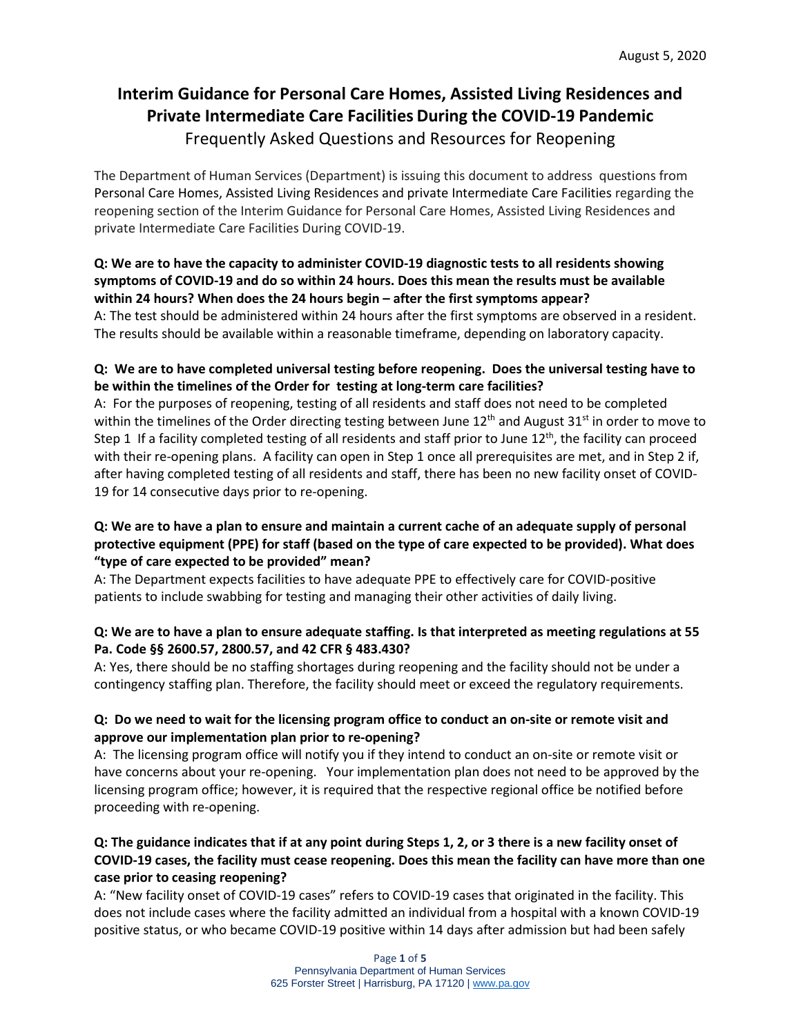August 5, 2020

# Interim Guidance for Personal Care Homes, Assisted Living Residences and Private Intermediate Care Facilities During the COVID-19 Pandemic

Frequently Asked Questions and Resources for Reopening

The Department of Human Services (Department) is issuing this document to address questions from Personal Care Homes, Assisted Living Residences and private Intermediate Care Facilities regarding the reopening section of the Interim Guidance for Personal Care Homes, Assisted Living Residences and private Intermediate Care Facilities During COVID-19.

**Q: We are to have the capacity to administer COVID-19 diagnostic tests to all residents showing symptoms of COVID-19 and do so within 24 hours. Does this mean the results must be available within 24 hours? When does the 24 hours begin – after the first symptoms appear?**

A: The test should be administered within 24 hours after the first symptoms are observed in a resident. The results should be available within a reasonable timeframe, depending on laboratory capacity.

**Q: We are to have completed universal testing before reopening. Does the universal testing have to be within the timelines of the Order for testing at long-term care facilities?**

A: For the purposes of reopening, testing of all residents and staff does not need to be completed within the timelines of the Order directing testing between June 12th and August 31st in order to move to Step 1 If a facility completed testing of all residents and staff prior to June 12th, the facility can proceed with their re-opening plans. A facility can open in Step 1 once all prerequisites are met, and in Step 2 if, after having completed testing of all residents and staff, there has been no new facility onset of COVID-19 for 14 consecutive days prior to re-opening.

**Q: We are to have a plan to ensure and maintain a current cache of an adequate supply of personal protective equipment (PPE) for staff (based on the type of care expected to be provided). What does "type of care expected to be provided" mean?**

A: The Department expects facilities to have adequate PPE to effectively care for COVID-positive patients to include swabbing for testing and managing their other activities of daily living.

**Q: We are to have a plan to ensure adequate staffing. Is that interpreted as meeting regulations at 55 Pa. Code §§ 2600.57, 2800.57, and 42 CFR § 483.430?**

A: Yes, there should be no staffing shortages during reopening and the facility should not be under a contingency staffing plan. Therefore, the facility should meet or exceed the regulatory requirements.

**Q: Do we need to wait for the licensing program office to conduct an on-site or remote visit and approve our implementation plan prior to re-opening?**

A: The licensing program office will notify you if they intend to conduct an on-site or remote visit or have concerns about your re-opening. Your implementation plan does not need to be approved by the licensing program office; however, it is required that the respective regional office be notified before proceeding with re-opening.

**Q: The guidance indicates that if at any point during Steps 1, 2, or 3 there is a new facility onset of COVID-19 cases, the facility must cease reopening. Does this mean the facility can have more than one case prior to ceasing reopening?**

A: "New facility onset of COVID-19 cases" refers to COVID-19 cases that originated in the facility. This does not include cases where the facility admitted an individual from a hospital with a known COVID-19 positive status, or who became COVID-19 positive within 14 days after admission but had been safely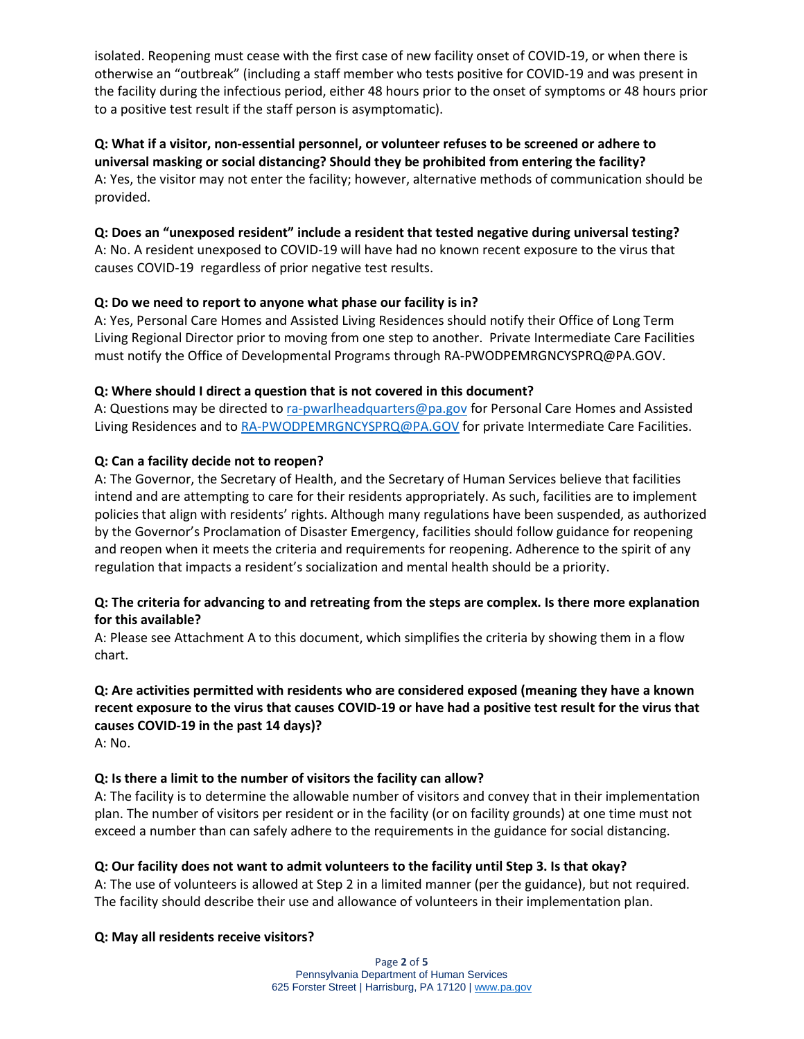isolated. Reopening must cease with the first case of new facility onset of COVID-19, or when there is otherwise an "outbreak" (including a staff member who tests positive for COVID-19 and was present in the facility during the infectious period, either 48 hours prior to the onset of symptoms or 48 hours prior to a positive test result if the staff person is asymptomatic).

**Q: What if a visitor, non-essential personnel, or volunteer refuses to be screened or adhere to universal masking or social distancing? Should they be prohibited from entering the facility?**
A: Yes, the visitor may not enter the facility; however, alternative methods of communication should be provided.

**Q: Does an "unexposed resident" include a resident that tested negative during universal testing?**
A: No. A resident unexposed to COVID-19 will have had no known recent exposure to the virus that causes COVID-19 regardless of prior negative test results.

**Q: Do we need to report to anyone what phase our facility is in?**
A: Yes, Personal Care Homes and Assisted Living Residences should notify their Office of Long Term Living Regional Director prior to moving from one step to another. Private Intermediate Care Facilities must notify the Office of Developmental Programs through RA-PWODPEMRGNCYSPRQ@PA.GOV.

**Q: Where should I direct a question that is not covered in this document?**
A: Questions may be directed to ra-pwarlheadquarters@pa.gov for Personal Care Homes and Assisted Living Residences and to RA-PWODPEMRGNCYSPRQ@PA.GOV for private Intermediate Care Facilities.

**Q: Can a facility decide not to reopen?**
A: The Governor, the Secretary of Health, and the Secretary of Human Services believe that facilities intend and are attempting to care for their residents appropriately. As such, facilities are to implement policies that align with residents' rights. Although many regulations have been suspended, as authorized by the Governor's Proclamation of Disaster Emergency, facilities should follow guidance for reopening and reopen when it meets the criteria and requirements for reopening. Adherence to the spirit of any regulation that impacts a resident's socialization and mental health should be a priority.

**Q: The criteria for advancing to and retreating from the steps are complex. Is there more explanation for this available?**
A: Please see Attachment A to this document, which simplifies the criteria by showing them in a flow chart.

**Q: Are activities permitted with residents who are considered exposed (meaning they have a known recent exposure to the virus that causes COVID-19 or have had a positive test result for the virus that causes COVID-19 in the past 14 days)?**
A: No.

**Q: Is there a limit to the number of visitors the facility can allow?**
A: The facility is to determine the allowable number of visitors and convey that in their implementation plan. The number of visitors per resident or in the facility (or on facility grounds) at one time must not exceed a number than can safely adhere to the requirements in the guidance for social distancing.

**Q: Our facility does not want to admit volunteers to the facility until Step 3. Is that okay?**
A: The use of volunteers is allowed at Step 2 in a limited manner (per the guidance), but not required. The facility should describe their use and allowance of volunteers in their implementation plan.

**Q: May all residents receive visitors?**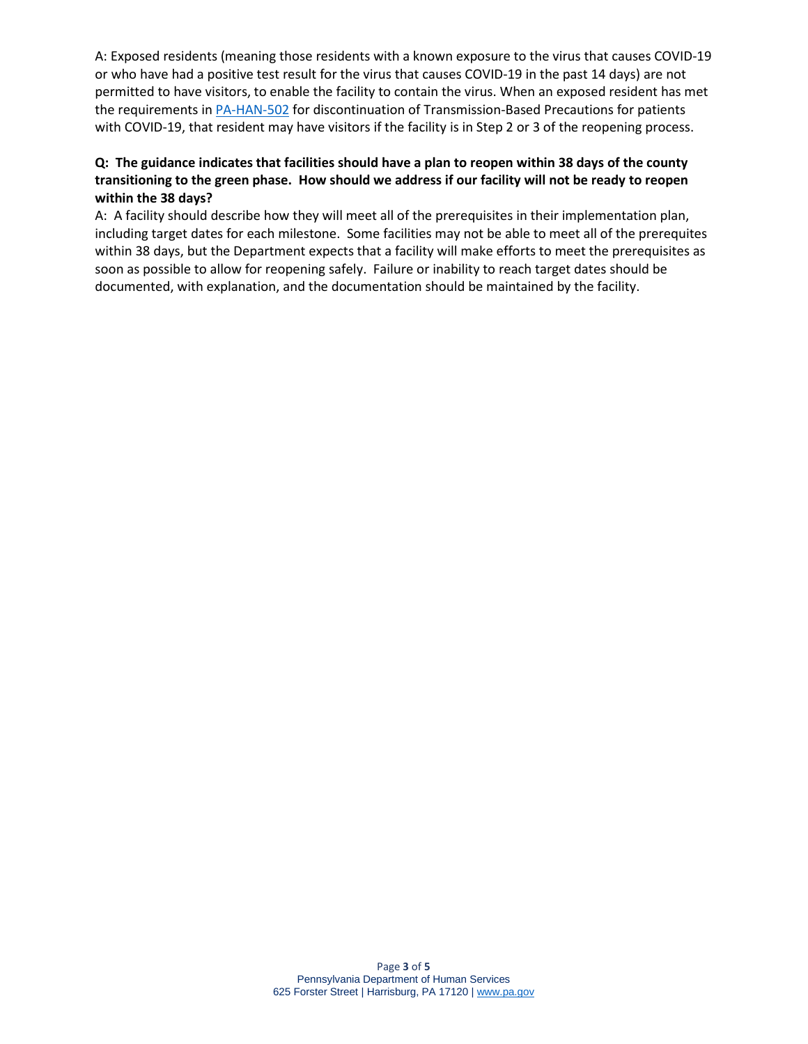A: Exposed residents (meaning those residents with a known exposure to the virus that causes COVID-19 or who have had a positive test result for the virus that causes COVID-19 in the past 14 days) are not permitted to have visitors, to enable the facility to contain the virus. When an exposed resident has met the requirements in [PA-HAN-502](PA-HAN-502) for discontinuation of Transmission-Based Precautions for patients with COVID-19, that resident may have visitors if the facility is in Step 2 or 3 of the reopening process.

**Q: The guidance indicates that facilities should have a plan to reopen within 38 days of the county transitioning to the green phase. How should we address if our facility will not be ready to reopen within the 38 days?**

A: A facility should describe how they will meet all of the prerequisites in their implementation plan, including target dates for each milestone. Some facilities may not be able to meet all of the prerequites within 38 days, but the Department expects that a facility will make efforts to meet the prerequisites as soon as possible to allow for reopening safely. Failure or inability to reach target dates should be documented, with explanation, and the documentation should be maintained by the facility.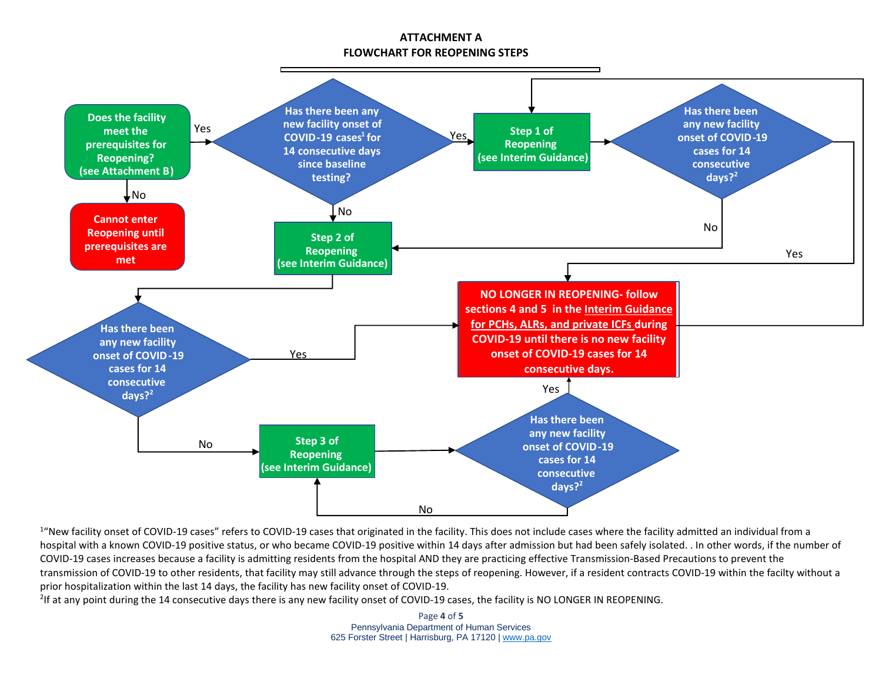# ATTACHMENT A
# FLOWCHART FOR REOPENING STEPS

**Does the facility meet the prerequisites for Reopening? (see Attachment B)**

- No → **Cannot enter Reopening until prerequisites are met**
- Yes → **Has there been any new facility onset of COVID-19 cases[1] for 14 consecutive days since baseline testing?**
  - Yes → **Step 1 of Reopening (see Interim Guidance)**
  - No → **Step 2 of Reopening (see Interim Guidance)**

**Step 1 of Reopening (see Interim Guidance)** → **Has there been any new facility onset of COVID-19 cases for 14 consecutive days?[2]**

- No → **Step 2 of Reopening (see Interim Guidance)**
- Yes → **NO LONGER IN REOPENING**

**Step 2 of Reopening (see Interim Guidance)** → **Has there been any new facility onset of COVID-19 cases for 14 consecutive days?[2]**

- Yes → **NO LONGER IN REOPENING**
- No → **Step 3 of Reopening (see Interim Guidance)**

**Step 3 of Reopening (see Interim Guidance)** → **Has there been any new facility onset of COVID-19 cases for 14 consecutive days?[2]**

- Yes → **NO LONGER IN REOPENING**
- No → **Step 3 of Reopening (see Interim Guidance)**

**NO LONGER IN REOPENING- follow sections 4 and 5 in the Interim Guidance for PCHs, ALRs, and private ICFs during COVID-19 until there is no new facility onset of COVID-19 cases for 14 consecutive days.** → **Step 1 of Reopening (see Interim Guidance)**

[1]"New facility onset of COVID-19 cases" refers to COVID-19 cases that originated in the facility. This does not include cases where the facility admitted an individual from a hospital with a known COVID-19 positive status, or who became COVID-19 positive within 14 days after admission but had been safely isolated. . In other words, if the number of COVID-19 cases increases because a facility is admitting residents from the hospital AND they are practicing effective Transmission-Based Precautions to prevent the transmission of COVID-19 to other residents, that facility may still advance through the steps of reopening. However, if a resident contracts COVID-19 within the facilty without a prior hospitalization within the last 14 days, the facility has new facility onset of COVID-19.

[2]If at any point during the 14 consecutive days there is any new facility onset of COVID-19 cases, the facility is NO LONGER IN REOPENING.

Pennsylvania Department of Human Services
625 Forster Street | Harrisburg, PA 17120 | www.pa.gov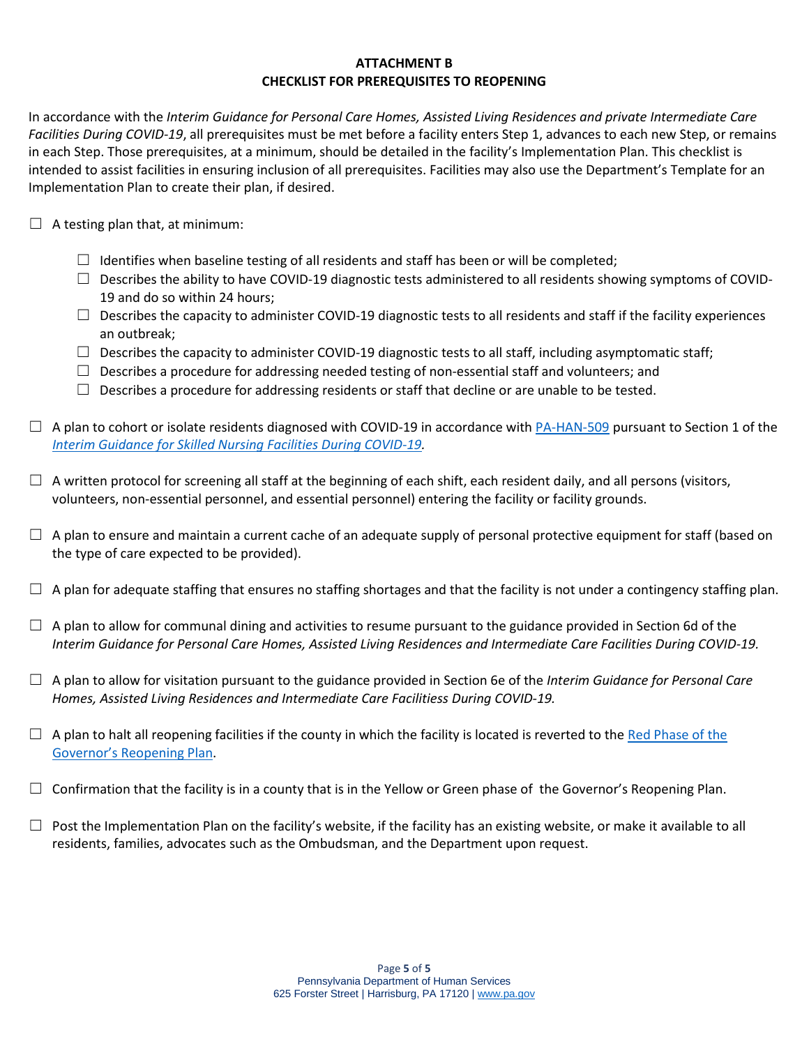## ATTACHMENT B
## CHECKLIST FOR PREREQUISITES TO REOPENING

In accordance with the *Interim Guidance for Personal Care Homes, Assisted Living Residences and private Intermediate Care Facilities During COVID-19*, all prerequisites must be met before a facility enters Step 1, advances to each new Step, or remains in each Step. Those prerequisites, at a minimum, should be detailed in the facility's Implementation Plan. This checklist is intended to assist facilities in ensuring inclusion of all prerequisites. Facilities may also use the Department's Template for an Implementation Plan to create their plan, if desired.

- ☐ A testing plan that, at minimum:
  - ☐ Identifies when baseline testing of all residents and staff has been or will be completed;
  - ☐ Describes the ability to have COVID-19 diagnostic tests administered to all residents showing symptoms of COVID-19 and do so within 24 hours;
  - ☐ Describes the capacity to administer COVID-19 diagnostic tests to all residents and staff if the facility experiences an outbreak;
  - ☐ Describes the capacity to administer COVID-19 diagnostic tests to all staff, including asymptomatic staff;
  - ☐ Describes a procedure for addressing needed testing of non-essential staff and volunteers; and
  - ☐ Describes a procedure for addressing residents or staff that decline or are unable to be tested.
- ☐ A plan to cohort or isolate residents diagnosed with COVID-19 in accordance with PA-HAN-509 pursuant to Section 1 of the *Interim Guidance for Skilled Nursing Facilities During COVID-19.*
- ☐ A written protocol for screening all staff at the beginning of each shift, each resident daily, and all persons (visitors, volunteers, non-essential personnel, and essential personnel) entering the facility or facility grounds.
- ☐ A plan to ensure and maintain a current cache of an adequate supply of personal protective equipment for staff (based on the type of care expected to be provided).
- ☐ A plan for adequate staffing that ensures no staffing shortages and that the facility is not under a contingency staffing plan.
- ☐ A plan to allow for communal dining and activities to resume pursuant to the guidance provided in Section 6d of the *Interim Guidance for Personal Care Homes, Assisted Living Residences and Intermediate Care Facilities During COVID-19.*
- ☐ A plan to allow for visitation pursuant to the guidance provided in Section 6e of the *Interim Guidance for Personal Care Homes, Assisted Living Residences and Intermediate Care Facilitiess During COVID-19.*
- ☐ A plan to halt all reopening facilities if the county in which the facility is located is reverted to the Red Phase of the Governor's Reopening Plan.
- ☐ Confirmation that the facility is in a county that is in the Yellow or Green phase of the Governor's Reopening Plan.
- ☐ Post the Implementation Plan on the facility's website, if the facility has an existing website, or make it available to all residents, families, advocates such as the Ombudsman, and the Department upon request.